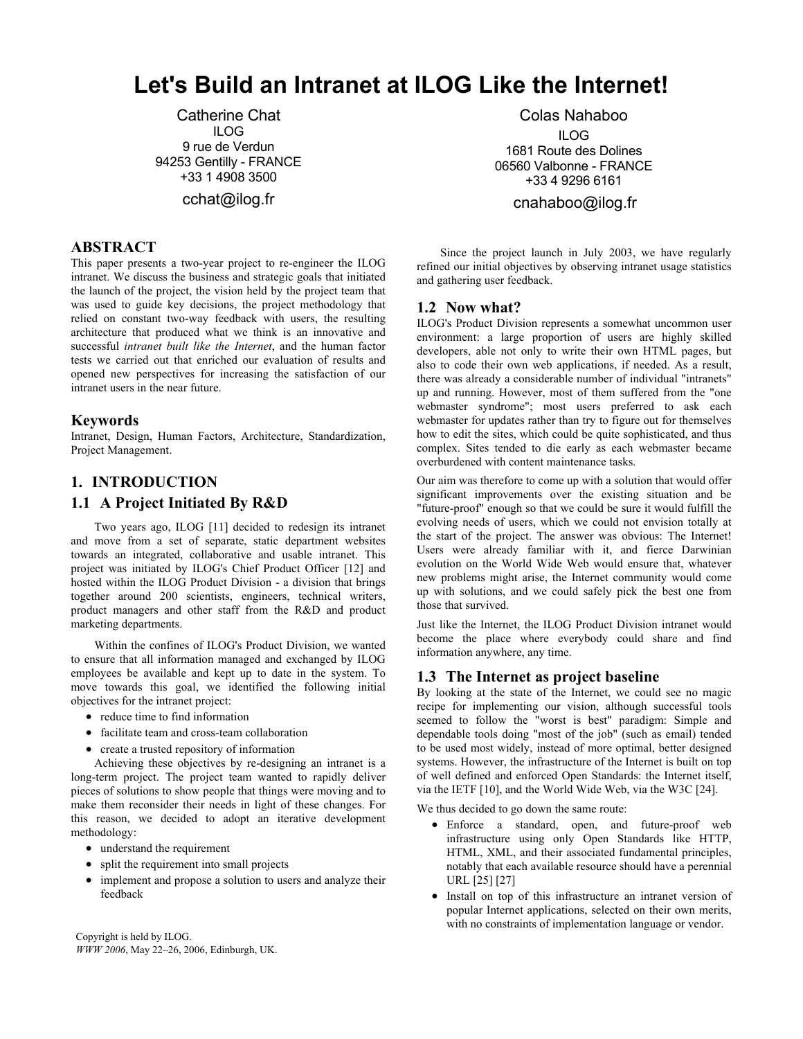# Let's Build an Intranet at ILOG Like the Internet!

Catherine Chat
ILOG
9 rue de Verdun
94253 Gentilly - FRANCE
+33 1 4908 3500
cchat@ilog.fr

Colas Nahaboo
ILOG
1681 Route des Dolines
06560 Valbonne - FRANCE
+33 4 9296 6161
cnahaboo@ilog.fr

## ABSTRACT

This paper presents a two-year project to re-engineer the ILOG intranet. We discuss the business and strategic goals that initiated the launch of the project, the vision held by the project team that was used to guide key decisions, the project methodology that relied on constant two-way feedback with users, the resulting architecture that produced what we think is an innovative and successful *intranet built like the Internet*, and the human factor tests we carried out that enriched our evaluation of results and opened new perspectives for increasing the satisfaction of our intranet users in the near future.

## Keywords

Intranet, Design, Human Factors, Architecture, Standardization, Project Management.

## 1. INTRODUCTION

### 1.1 A Project Initiated By R&D

Two years ago, ILOG [11] decided to redesign its intranet and move from a set of separate, static department websites towards an integrated, collaborative and usable intranet. This project was initiated by ILOG's Chief Product Officer [12] and hosted within the ILOG Product Division - a division that brings together around 200 scientists, engineers, technical writers, product managers and other staff from the R&D and product marketing departments.

Within the confines of ILOG's Product Division, we wanted to ensure that all information managed and exchanged by ILOG employees be available and kept up to date in the system. To move towards this goal, we identified the following initial objectives for the intranet project:

- reduce time to find information
- facilitate team and cross-team collaboration
- create a trusted repository of information

Achieving these objectives by re-designing an intranet is a long-term project. The project team wanted to rapidly deliver pieces of solutions to show people that things were moving and to make them reconsider their needs in light of these changes. For this reason, we decided to adopt an iterative development methodology:

- understand the requirement
- split the requirement into small projects
- implement and propose a solution to users and analyze their feedback

Since the project launch in July 2003, we have regularly refined our initial objectives by observing intranet usage statistics and gathering user feedback.

### 1.2 Now what?

ILOG's Product Division represents a somewhat uncommon user environment: a large proportion of users are highly skilled developers, able not only to write their own HTML pages, but also to code their own web applications, if needed. As a result, there was already a considerable number of individual "intranets" up and running. However, most of them suffered from the "one webmaster syndrome"; most users preferred to ask each webmaster for updates rather than try to figure out for themselves how to edit the sites, which could be quite sophisticated, and thus complex. Sites tended to die early as each webmaster became overburdened with content maintenance tasks.

Our aim was therefore to come up with a solution that would offer significant improvements over the existing situation and be "future-proof" enough so that we could be sure it would fulfill the evolving needs of users, which we could not envision totally at the start of the project. The answer was obvious: The Internet! Users were already familiar with it, and fierce Darwinian evolution on the World Wide Web would ensure that, whatever new problems might arise, the Internet community would come up with solutions, and we could safely pick the best one from those that survived.

Just like the Internet, the ILOG Product Division intranet would become the place where everybody could share and find information anywhere, any time.

### 1.3 The Internet as project baseline

By looking at the state of the Internet, we could see no magic recipe for implementing our vision, although successful tools seemed to follow the "worst is best" paradigm: Simple and dependable tools doing "most of the job" (such as email) tended to be used most widely, instead of more optimal, better designed systems. However, the infrastructure of the Internet is built on top of well defined and enforced Open Standards: the Internet itself, via the IETF [10], and the World Wide Web, via the W3C [24].

We thus decided to go down the same route:

- Enforce a standard, open, and future-proof web infrastructure using only Open Standards like HTTP, HTML, XML, and their associated fundamental principles, notably that each available resource should have a perennial URL [25] [27]
- Install on top of this infrastructure an intranet version of popular Internet applications, selected on their own merits, with no constraints of implementation language or vendor.

Copyright is held by ILOG.
*WWW 2006*, May 22–26, 2006, Edinburgh, UK.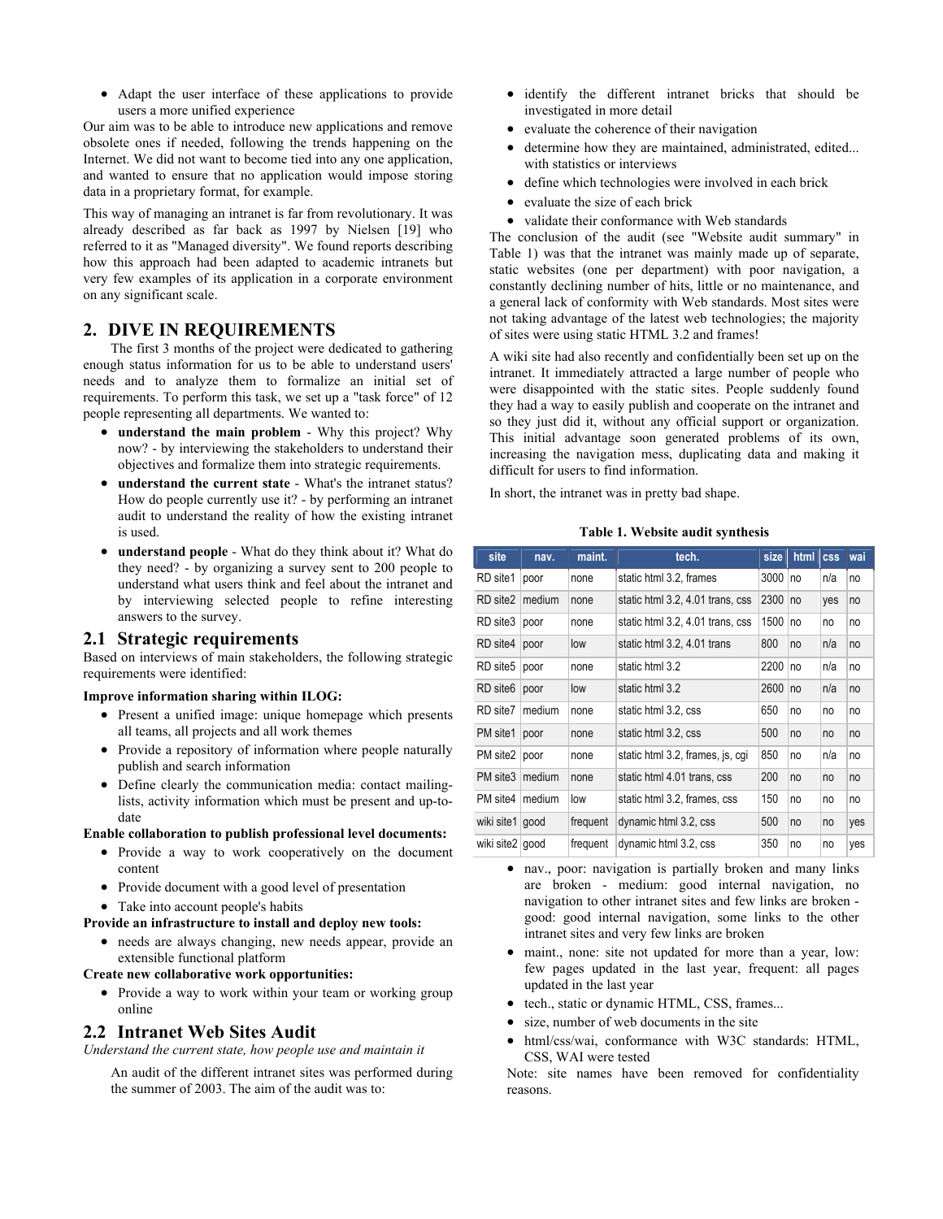- Adapt the user interface of these applications to provide users a more unified experience

Our aim was to be able to introduce new applications and remove obsolete ones if needed, following the trends happening on the Internet. We did not want to become tied into any one application, and wanted to ensure that no application would impose storing data in a proprietary format, for example.

This way of managing an intranet is far from revolutionary. It was already described as far back as 1997 by Nielsen [19] who referred to it as "Managed diversity". We found reports describing how this approach had been adapted to academic intranets but very few examples of its application in a corporate environment on any significant scale.

## 2. DIVE IN REQUIREMENTS

The first 3 months of the project were dedicated to gathering enough status information for us to be able to understand users' needs and to analyze them to formalize an initial set of requirements. To perform this task, we set up a "task force" of 12 people representing all departments. We wanted to:

- **understand the main problem** - Why this project? Why now? - by interviewing the stakeholders to understand their objectives and formalize them into strategic requirements.
- **understand the current state** - What's the intranet status? How do people currently use it? - by performing an intranet audit to understand the reality of how the existing intranet is used.
- **understand people** - What do they think about it? What do they need? - by organizing a survey sent to 200 people to understand what users think and feel about the intranet and by interviewing selected people to refine interesting answers to the survey.

### 2.1 Strategic requirements

Based on interviews of main stakeholders, the following strategic requirements were identified:

**Improve information sharing within ILOG:**

- Present a unified image: unique homepage which presents all teams, all projects and all work themes
- Provide a repository of information where people naturally publish and search information
- Define clearly the communication media: contact mailing-lists, activity information which must be present and up-to-date

**Enable collaboration to publish professional level documents:**

- Provide a way to work cooperatively on the document content
- Provide document with a good level of presentation
- Take into account people's habits

**Provide an infrastructure to install and deploy new tools:**

- needs are always changing, new needs appear, provide an extensible functional platform

**Create new collaborative work opportunities:**

- Provide a way to work within your team or working group online

### 2.2 Intranet Web Sites Audit

*Understand the current state, how people use and maintain it*

An audit of the different intranet sites was performed during the summer of 2003. The aim of the audit was to:

- identify the different intranet bricks that should be investigated in more detail
- evaluate the coherence of their navigation
- determine how they are maintained, administrated, edited... with statistics or interviews
- define which technologies were involved in each brick
- evaluate the size of each brick
- validate their conformance with Web standards

The conclusion of the audit (see "Website audit summary" in Table 1) was that the intranet was mainly made up of separate, static websites (one per department) with poor navigation, a constantly declining number of hits, little or no maintenance, and a general lack of conformity with Web standards. Most sites were not taking advantage of the latest web technologies; the majority of sites were using static HTML 3.2 and frames!

A wiki site had also recently and confidentially been set up on the intranet. It immediately attracted a large number of people who were disappointed with the static sites. People suddenly found they had a way to easily publish and cooperate on the intranet and so they just did it, without any official support or organization. This initial advantage soon generated problems of its own, increasing the navigation mess, duplicating data and making it difficult for users to find information.

In short, the intranet was in pretty bad shape.

**Table 1. Website audit synthesis**

| site | nav. | maint. | tech. | size | html | css | wai |
|---|---|---|---|---|---|---|---|
| RD site1 | poor | none | static html 3.2, frames | 3000 | no | n/a | no |
| RD site2 | medium | none | static html 3.2, 4.01 trans, css | 2300 | no | yes | no |
| RD site3 | poor | none | static html 3.2, 4.01 trans, css | 1500 | no | no | no |
| RD site4 | poor | low | static html 3.2, 4.01 trans | 800 | no | n/a | no |
| RD site5 | poor | none | static html 3.2 | 2200 | no | n/a | no |
| RD site6 | poor | low | static html 3.2 | 2600 | no | n/a | no |
| RD site7 | medium | none | static html 3.2, css | 650 | no | no | no |
| PM site1 | poor | none | static html 3.2, css | 500 | no | no | no |
| PM site2 | poor | none | static html 3.2, frames, js, cgi | 850 | no | n/a | no |
| PM site3 | medium | none | static html 4.01 trans, css | 200 | no | no | no |
| PM site4 | medium | low | static html 3.2, frames, css | 150 | no | no | no |
| wiki site1 | good | frequent | dynamic html 3.2, css | 500 | no | no | yes |
| wiki site2 | good | frequent | dynamic html 3.2, css | 350 | no | no | yes |

- nav., poor: navigation is partially broken and many links are broken - medium: good internal navigation, no navigation to other intranet sites and few links are broken - good: good internal navigation, some links to the other intranet sites and very few links are broken
- maint., none: site not updated for more than a year, low: few pages updated in the last year, frequent: all pages updated in the last year
- tech., static or dynamic HTML, CSS, frames...
- size, number of web documents in the site
- html/css/wai, conformance with W3C standards: HTML, CSS, WAI were tested

Note: site names have been removed for confidentiality reasons.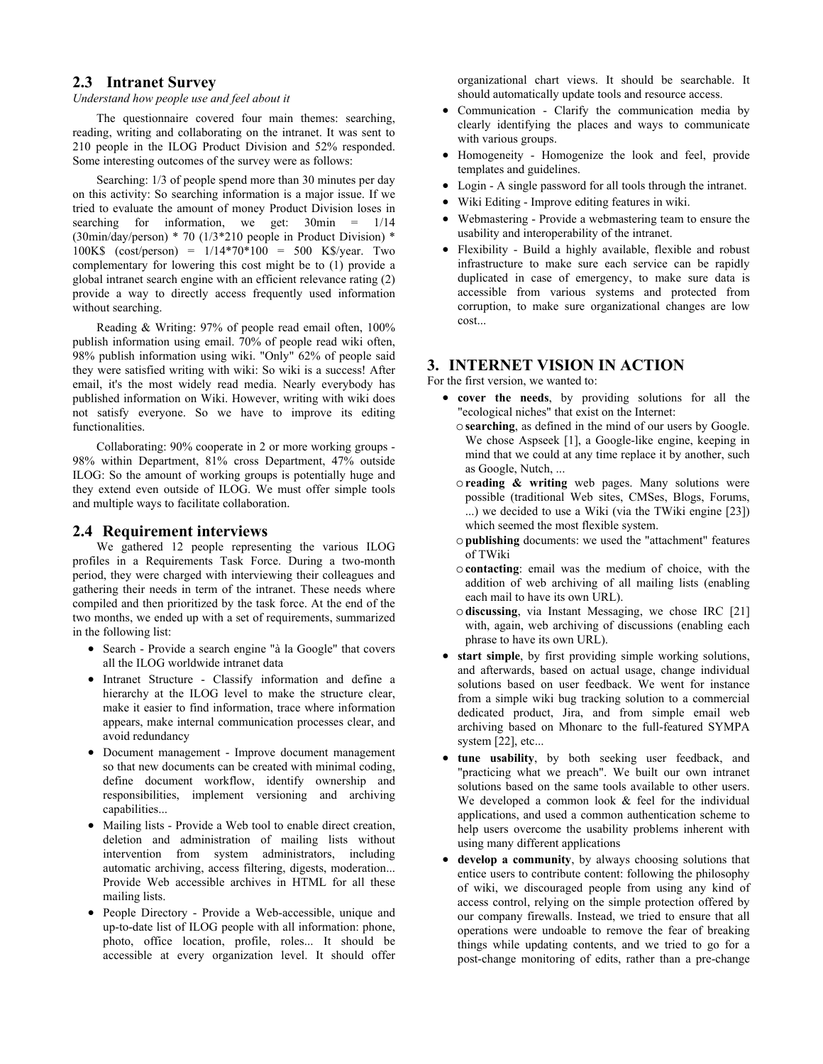## 2.3 Intranet Survey

*Understand how people use and feel about it*

The questionnaire covered four main themes: searching, reading, writing and collaborating on the intranet. It was sent to 210 people in the ILOG Product Division and 52% responded. Some interesting outcomes of the survey were as follows:

Searching: 1/3 of people spend more than 30 minutes per day on this activity: So searching information is a major issue. If we tried to evaluate the amount of money Product Division loses in searching for information, we get: 30min = 1/14 (30min/day/person) * 70 (1/3*210 people in Product Division) * 100K$ (cost/person) = 1/14*70*100 = 500 K$/year. Two complementary for lowering this cost might be to (1) provide a global intranet search engine with an efficient relevance rating (2) provide a way to directly access frequently used information without searching.

Reading & Writing: 97% of people read email often, 100% publish information using email. 70% of people read wiki often, 98% publish information using wiki. "Only" 62% of people said they were satisfied writing with wiki: So wiki is a success! After email, it's the most widely read media. Nearly everybody has published information on Wiki. However, writing with wiki does not satisfy everyone. So we have to improve its editing functionalities.

Collaborating: 90% cooperate in 2 or more working groups - 98% within Department, 81% cross Department, 47% outside ILOG: So the amount of working groups is potentially huge and they extend even outside of ILOG. We must offer simple tools and multiple ways to facilitate collaboration.

## 2.4 Requirement interviews

We gathered 12 people representing the various ILOG profiles in a Requirements Task Force. During a two-month period, they were charged with interviewing their colleagues and gathering their needs in term of the intranet. These needs where compiled and then prioritized by the task force. At the end of the two months, we ended up with a set of requirements, summarized in the following list:

- Search - Provide a search engine "à la Google" that covers all the ILOG worldwide intranet data
- Intranet Structure - Classify information and define a hierarchy at the ILOG level to make the structure clear, make it easier to find information, trace where information appears, make internal communication processes clear, and avoid redundancy
- Document management - Improve document management so that new documents can be created with minimal coding, define document workflow, identify ownership and responsibilities, implement versioning and archiving capabilities...
- Mailing lists - Provide a Web tool to enable direct creation, deletion and administration of mailing lists without intervention from system administrators, including automatic archiving, access filtering, digests, moderation... Provide Web accessible archives in HTML for all these mailing lists.
- People Directory - Provide a Web-accessible, unique and up-to-date list of ILOG people with all information: phone, photo, office location, profile, roles... It should be accessible at every organization level. It should offer organizational chart views. It should be searchable. It should automatically update tools and resource access.
- Communication - Clarify the communication media by clearly identifying the places and ways to communicate with various groups.
- Homogeneity - Homogenize the look and feel, provide templates and guidelines.
- Login - A single password for all tools through the intranet.
- Wiki Editing - Improve editing features in wiki.
- Webmastering - Provide a webmastering team to ensure the usability and interoperability of the intranet.
- Flexibility - Build a highly available, flexible and robust infrastructure to make sure each service can be rapidly duplicated in case of emergency, to make sure data is accessible from various systems and protected from corruption, to make sure organizational changes are low cost...

# 3. INTERNET VISION IN ACTION

For the first version, we wanted to:

- **cover the needs**, by providing solutions for all the "ecological niches" that exist on the Internet:
  - **searching**, as defined in the mind of our users by Google. We chose Aspseek [1], a Google-like engine, keeping in mind that we could at any time replace it by another, such as Google, Nutch, ...
  - **reading & writing** web pages. Many solutions were possible (traditional Web sites, CMSes, Blogs, Forums, ...) we decided to use a Wiki (via the TWiki engine [23]) which seemed the most flexible system.
  - **publishing** documents: we used the "attachment" features of TWiki
  - **contacting**: email was the medium of choice, with the addition of web archiving of all mailing lists (enabling each mail to have its own URL).
  - **discussing**, via Instant Messaging, we chose IRC [21] with, again, web archiving of discussions (enabling each phrase to have its own URL).
- **start simple**, by first providing simple working solutions, and afterwards, based on actual usage, change individual solutions based on user feedback. We went for instance from a simple wiki bug tracking solution to a commercial dedicated product, Jira, and from simple email web archiving based on Mhonarc to the full-featured SYMPA system [22], etc...
- **tune usability**, by both seeking user feedback, and "practicing what we preach". We built our own intranet solutions based on the same tools available to other users. We developed a common look & feel for the individual applications, and used a common authentication scheme to help users overcome the usability problems inherent with using many different applications
- **develop a community**, by always choosing solutions that entice users to contribute content: following the philosophy of wiki, we discouraged people from using any kind of access control, relying on the simple protection offered by our company firewalls. Instead, we tried to ensure that all operations were undoable to remove the fear of breaking things while updating contents, and we tried to go for a post-change monitoring of edits, rather than a pre-change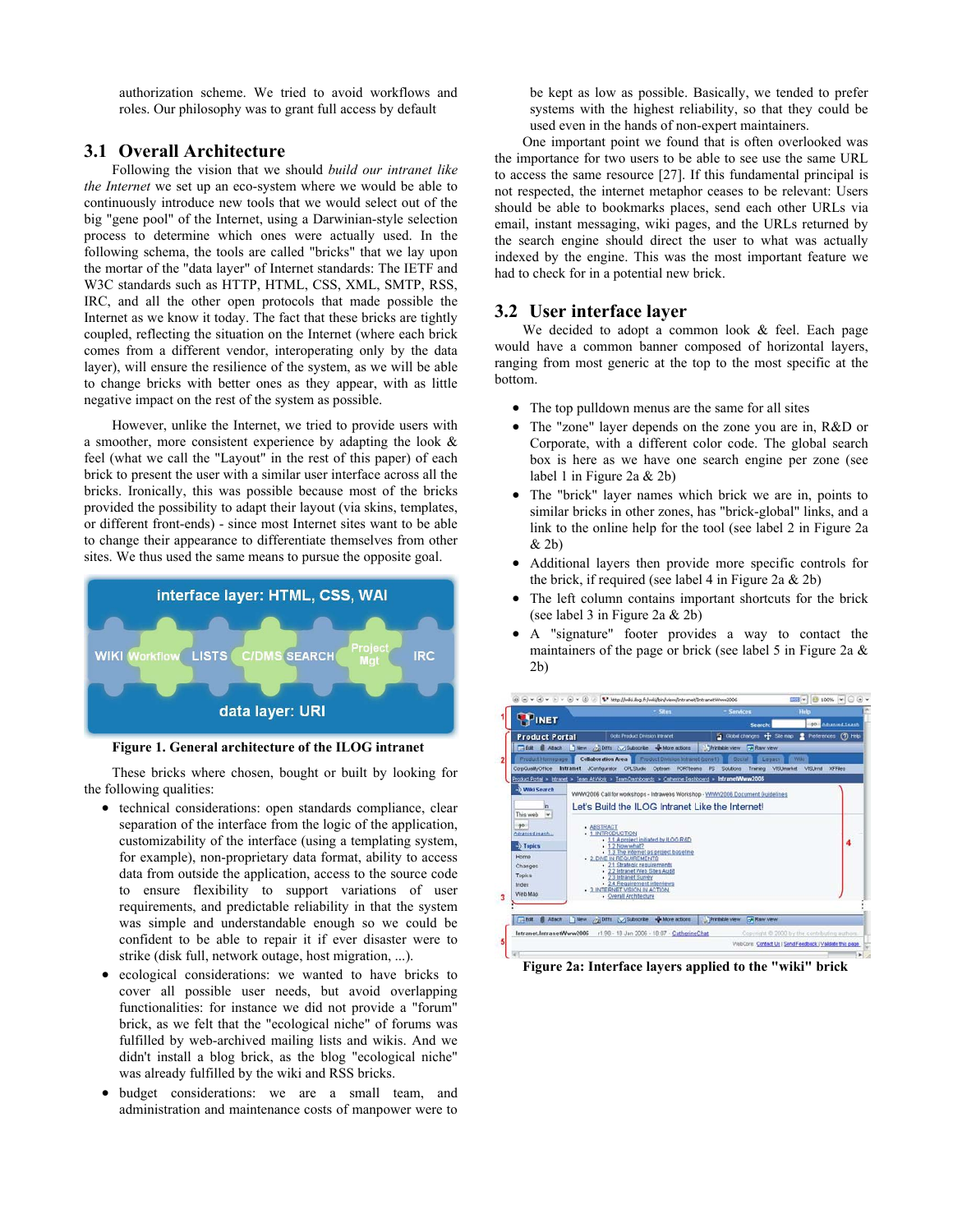authorization scheme. We tried to avoid workflows and roles. Our philosophy was to grant full access by default

## 3.1 Overall Architecture

Following the vision that we should *build our intranet like the Internet* we set up an eco-system where we would be able to continuously introduce new tools that we would select out of the big "gene pool" of the Internet, using a Darwinian-style selection process to determine which ones were actually used. In the following schema, the tools are called "bricks" that we lay upon the mortar of the "data layer" of Internet standards: The IETF and W3C standards such as HTTP, HTML, CSS, XML, SMTP, RSS, IRC, and all the other open protocols that made possible the Internet as we know it today. The fact that these bricks are tightly coupled, reflecting the situation on the Internet (where each brick comes from a different vendor, interoperating only by the data layer), will ensure the resilience of the system, as we will be able to change bricks with better ones as they appear, with as little negative impact on the rest of the system as possible.

However, unlike the Internet, we tried to provide users with a smoother, more consistent experience by adapting the look & feel (what we call the "Layout" in the rest of this paper) of each brick to present the user with a similar user interface across all the bricks. Ironically, this was possible because most of the bricks provided the possibility to adapt their layout (via skins, templates, or different front-ends) - since most Internet sites want to be able to change their appearance to differentiate themselves from other sites. We thus used the same means to pursue the opposite goal.

**Figure 1. General architecture of the ILOG intranet**

These bricks where chosen, bought or built by looking for the following qualities:

- technical considerations: open standards compliance, clear separation of the interface from the logic of the application, customizability of the interface (using a templating system, for example), non-proprietary data format, ability to access data from outside the application, access to the source code to ensure flexibility to support variations of user requirements, and predictable reliability in that the system was simple and understandable enough so we could be confident to be able to repair it if ever disaster were to strike (disk full, network outage, host migration, ...).
- ecological considerations: we wanted to have bricks to cover all possible user needs, but avoid overlapping functionalities: for instance we did not provide a "forum" brick, as we felt that the "ecological niche" of forums was fulfilled by web-archived mailing lists and wikis. And we didn't install a blog brick, as the blog "ecological niche" was already fulfilled by the wiki and RSS bricks.
- budget considerations: we are a small team, and administration and maintenance costs of manpower were to be kept as low as possible. Basically, we tended to prefer systems with the highest reliability, so that they could be used even in the hands of non-expert maintainers.

One important point we found that is often overlooked was the importance for two users to be able to see use the same URL to access the same resource [27]. If this fundamental principal is not respected, the internet metaphor ceases to be relevant: Users should be able to bookmarks places, send each other URLs via email, instant messaging, wiki pages, and the URLs returned by the search engine should direct the user to what was actually indexed by the engine. This was the most important feature we had to check for in a potential new brick.

## 3.2 User interface layer

We decided to adopt a common look & feel. Each page would have a common banner composed of horizontal layers, ranging from most generic at the top to the most specific at the bottom.

- The top pulldown menus are the same for all sites
- The "zone" layer depends on the zone you are in, R&D or Corporate, with a different color code. The global search box is here as we have one search engine per zone (see label 1 in Figure 2a & 2b)
- The "brick" layer names which brick we are in, points to similar bricks in other zones, has "brick-global" links, and a link to the online help for the tool (see label 2 in Figure 2a & 2b)
- Additional layers then provide more specific controls for the brick, if required (see label 4 in Figure 2a & 2b)
- The left column contains important shortcuts for the brick (see label 3 in Figure 2a & 2b)
- A "signature" footer provides a way to contact the maintainers of the page or brick (see label 5 in Figure 2a & 2b)

**Figure 2a: Interface layers applied to the "wiki" brick**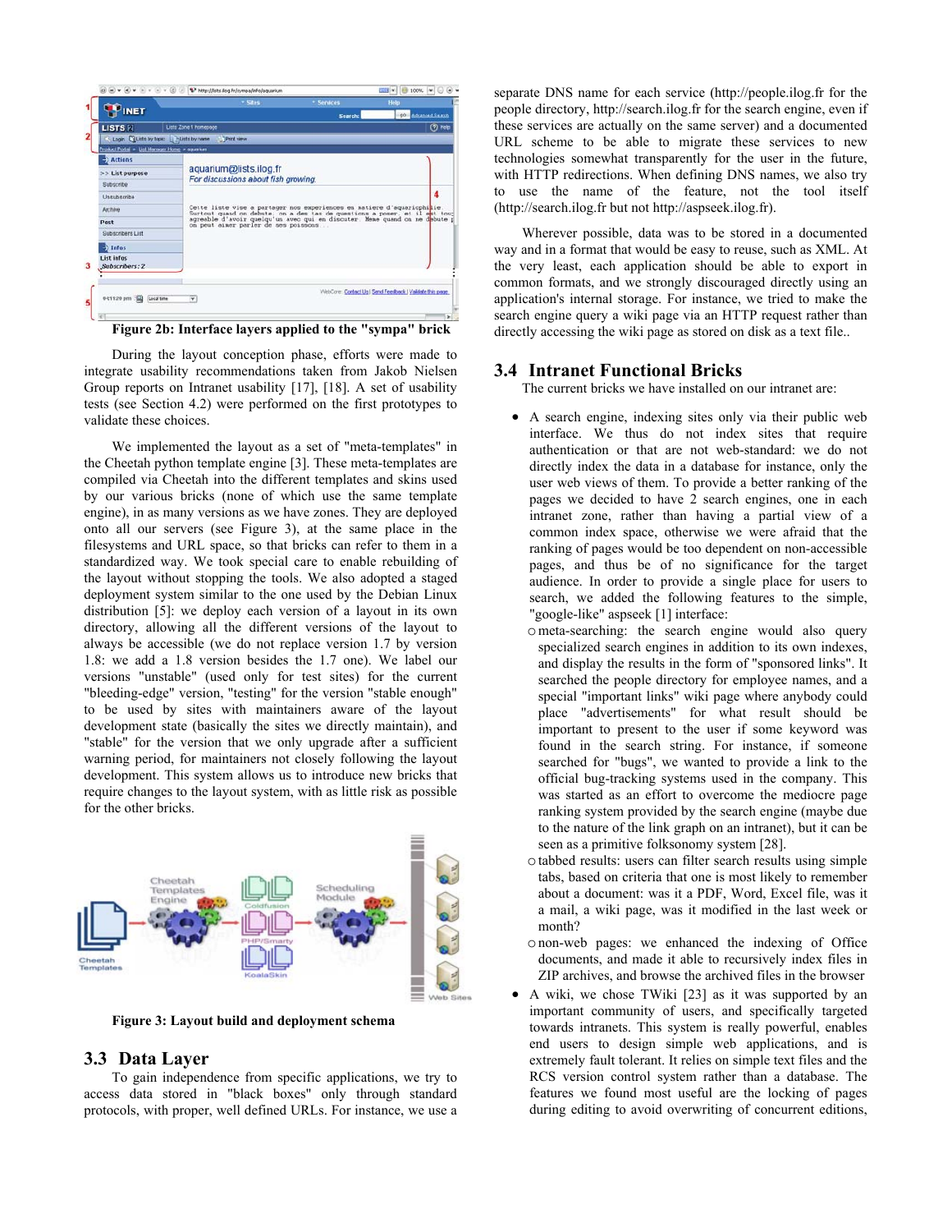Figure 2b: Interface layers applied to the "sympa" brick

During the layout conception phase, efforts were made to integrate usability recommendations taken from Jakob Nielsen Group reports on Intranet usability [17], [18]. A set of usability tests (see Section 4.2) were performed on the first prototypes to validate these choices.

We implemented the layout as a set of "meta-templates" in the Cheetah python template engine [3]. These meta-templates are compiled via Cheetah into the different templates and skins used by our various bricks (none of which use the same template engine), in as many versions as we have zones. They are deployed onto all our servers (see Figure 3), at the same place in the filesystems and URL space, so that bricks can refer to them in a standardized way. We took special care to enable rebuilding of the layout without stopping the tools. We also adopted a staged deployment system similar to the one used by the Debian Linux distribution [5]: we deploy each version of a layout in its own directory, allowing all the different versions of the layout to always be accessible (we do not replace version 1.7 by version 1.8: we add a 1.8 version besides the 1.7 one). We label our versions "unstable" (used only for test sites) for the current "bleeding-edge" version, "testing" for the version "stable enough" to be used by sites with maintainers aware of the layout development state (basically the sites we directly maintain), and "stable" for the version that we only upgrade after a sufficient warning period, for maintainers not closely following the layout development. This system allows us to introduce new bricks that require changes to the layout system, with as little risk as possible for the other bricks.

Figure 3: Layout build and deployment schema

## 3.3 Data Layer

To gain independence from specific applications, we try to access data stored in "black boxes" only through standard protocols, with proper, well defined URLs. For instance, we use a separate DNS name for each service (http://people.ilog.fr for the people directory, http://search.ilog.fr for the search engine, even if these services are actually on the same server) and a documented URL scheme to be able to migrate these services to new technologies somewhat transparently for the user in the future, with HTTP redirections. When defining DNS names, we also try to use the name of the feature, not the tool itself (http://search.ilog.fr but not http://aspseek.ilog.fr).

Wherever possible, data was to be stored in a documented way and in a format that would be easy to reuse, such as XML. At the very least, each application should be able to export in common formats, and we strongly discouraged directly using an application's internal storage. For instance, we tried to make the search engine query a wiki page via an HTTP request rather than directly accessing the wiki page as stored on disk as a text file..

## 3.4 Intranet Functional Bricks

The current bricks we have installed on our intranet are:

- A search engine, indexing sites only via their public web interface. We thus do not index sites that require authentication or that are not web-standard: we do not directly index the data in a database for instance, only the user web views of them. To provide a better ranking of the pages we decided to have 2 search engines, one in each intranet zone, rather than having a partial view of a common index space, otherwise we were afraid that the ranking of pages would be too dependent on non-accessible pages, and thus be of no significance for the target audience. In order to provide a single place for users to search, we added the following features to the simple, "google-like" aspseek [1] interface:
  - meta-searching: the search engine would also query specialized search engines in addition to its own indexes, and display the results in the form of "sponsored links". It searched the people directory for employee names, and a special "important links" wiki page where anybody could place "advertisements" for what result should be important to present to the user if some keyword was found in the search string. For instance, if someone searched for "bugs", we wanted to provide a link to the official bug-tracking systems used in the company. This was started as an effort to overcome the mediocre page ranking system provided by the search engine (maybe due to the nature of the link graph on an intranet), but it can be seen as a primitive folksonomy system [28].
  - tabbed results: users can filter search results using simple tabs, based on criteria that one is most likely to remember about a document: was it a PDF, Word, Excel file, was it a mail, a wiki page, was it modified in the last week or month?
  - non-web pages: we enhanced the indexing of Office documents, and made it able to recursively index files in ZIP archives, and browse the archived files in the browser
- A wiki, we chose TWiki [23] as it was supported by an important community of users, and specifically targeted towards intranets. This system is really powerful, enables end users to design simple web applications, and is extremely fault tolerant. It relies on simple text files and the RCS version control system rather than a database. The features we found most useful are the locking of pages during editing to avoid overwriting of concurrent editions,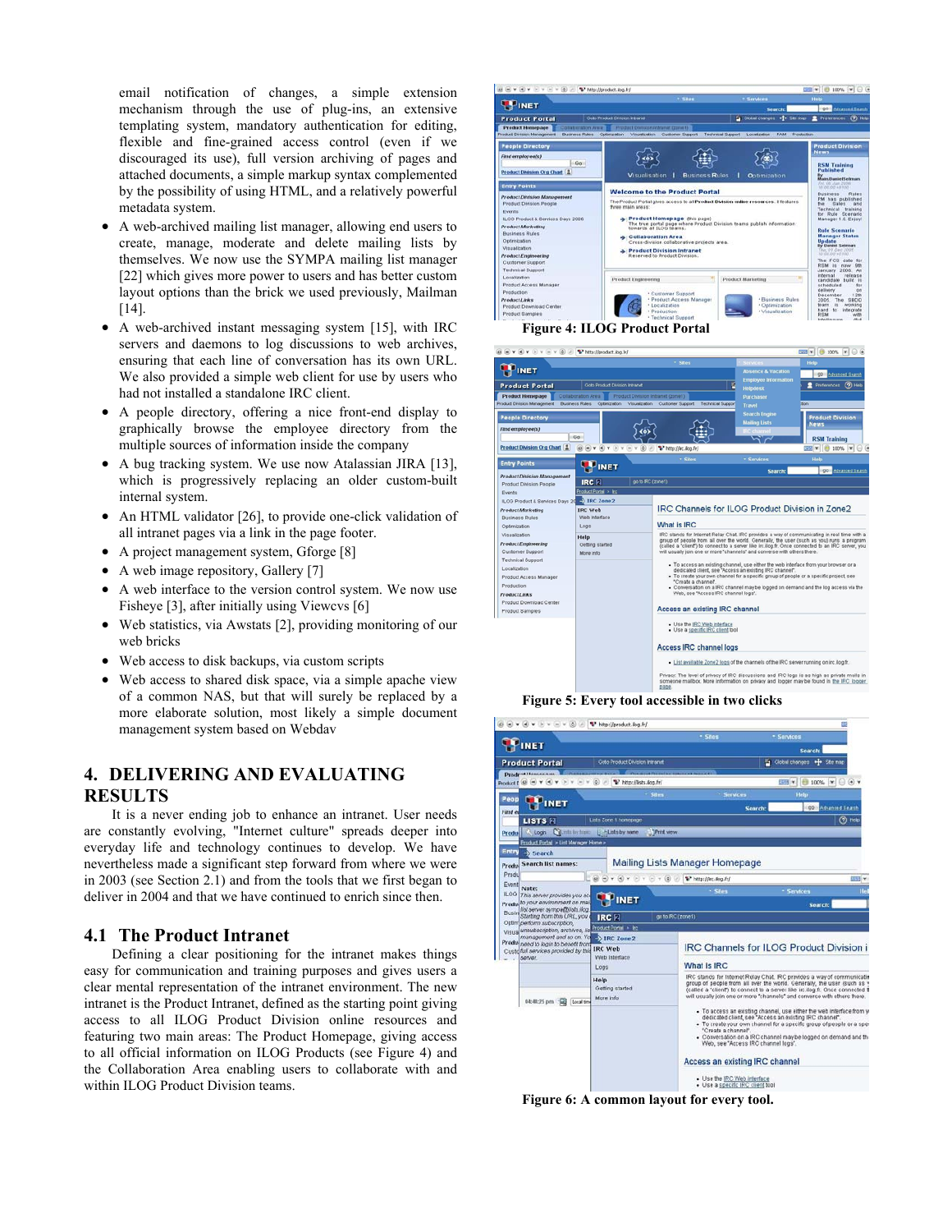email notification of changes, a simple extension mechanism through the use of plug-ins, an extensive templating system, mandatory authentication for editing, flexible and fine-grained access control (even if we discouraged its use), full version archiving of pages and attached documents, a simple markup syntax complemented by the possibility of using HTML, and a relatively powerful metadata system.

- A web-archived mailing list manager, allowing end users to create, manage, moderate and delete mailing lists by themselves. We now use the SYMPA mailing list manager [22] which gives more power to users and has better custom layout options than the brick we used previously, Mailman [14].
- A web-archived instant messaging system [15], with IRC servers and daemons to log discussions to web archives, ensuring that each line of conversation has its own URL. We also provided a simple web client for use by users who had not installed a standalone IRC client.
- A people directory, offering a nice front-end display to graphically browse the employee directory from the multiple sources of information inside the company
- A bug tracking system. We use now Atalassian JIRA [13], which is progressively replacing an older custom-built internal system.
- An HTML validator [26], to provide one-click validation of all intranet pages via a link in the page footer.
- A project management system, Gforge [8]
- A web image repository, Gallery [7]
- A web interface to the version control system. We now use Fisheye [3], after initially using Viewcvs [6]
- Web statistics, via Awstats [2], providing monitoring of our web bricks
- Web access to disk backups, via custom scripts
- Web access to shared disk space, via a simple apache view of a common NAS, but that will surely be replaced by a more elaborate solution, most likely a simple document management system based on Webdav

## 4. DELIVERING AND EVALUATING RESULTS

It is a never ending job to enhance an intranet. User needs are constantly evolving, "Internet culture" spreads deeper into everyday life and technology continues to develop. We have nevertheless made a significant step forward from where we were in 2003 (see Section 2.1) and from the tools that we first began to deliver in 2004 and that we have continued to enrich since then.

### 4.1 The Product Intranet

Defining a clear positioning for the intranet makes things easy for communication and training purposes and gives users a clear mental representation of the intranet environment. The new intranet is the Product Intranet, defined as the starting point giving access to all ILOG Product Division online resources and featuring two main areas: The Product Homepage, giving access to all official information on ILOG Products (see Figure 4) and the Collaboration Area enabling users to collaborate with and within ILOG Product Division teams.

**Figure 4: ILOG Product Portal**

**Figure 5: Every tool accessible in two clicks**

**Figure 6: A common layout for every tool.**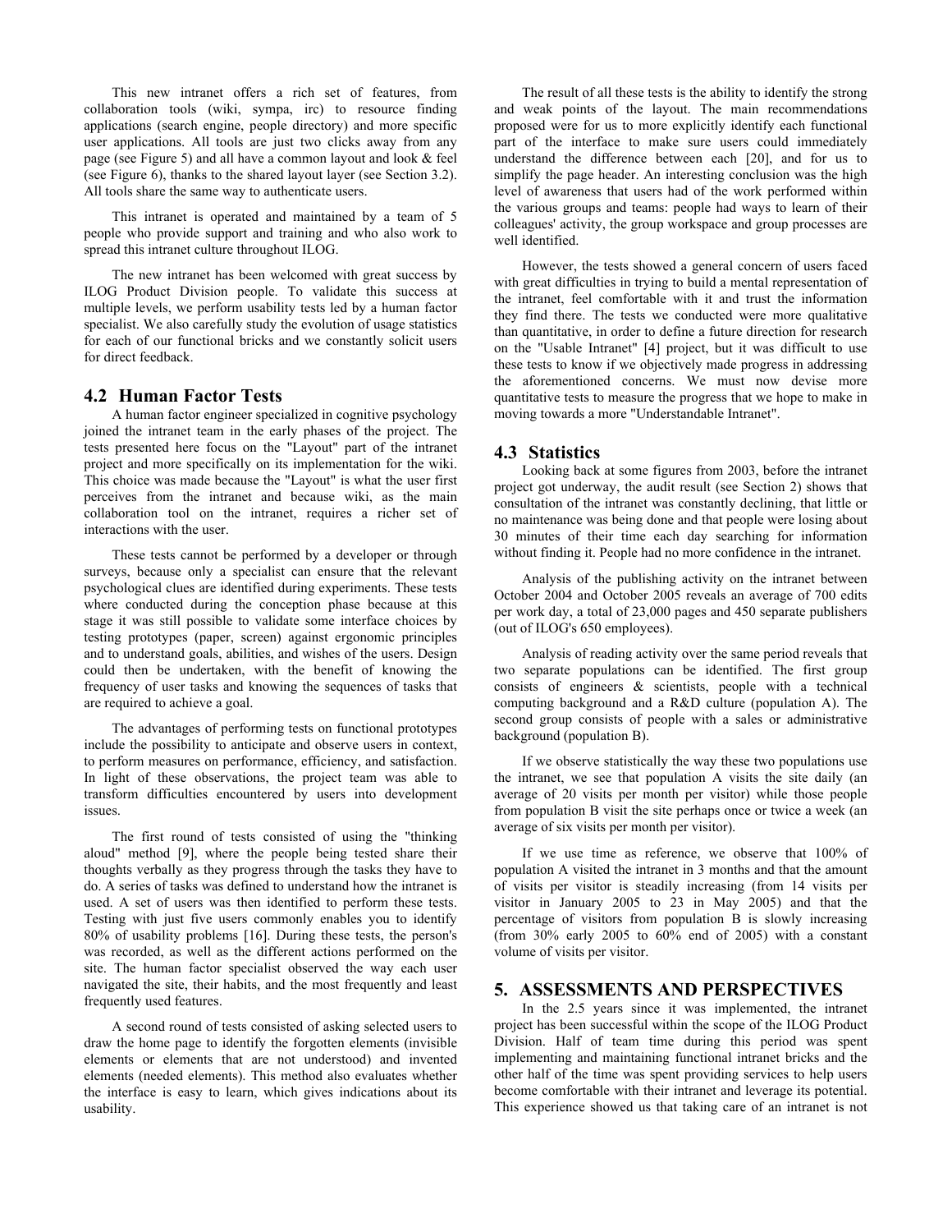This new intranet offers a rich set of features, from collaboration tools (wiki, sympa, irc) to resource finding applications (search engine, people directory) and more specific user applications. All tools are just two clicks away from any page (see Figure 5) and all have a common layout and look & feel (see Figure 6), thanks to the shared layout layer (see Section 3.2). All tools share the same way to authenticate users.

This intranet is operated and maintained by a team of 5 people who provide support and training and who also work to spread this intranet culture throughout ILOG.

The new intranet has been welcomed with great success by ILOG Product Division people. To validate this success at multiple levels, we perform usability tests led by a human factor specialist. We also carefully study the evolution of usage statistics for each of our functional bricks and we constantly solicit users for direct feedback.

## 4.2 Human Factor Tests

A human factor engineer specialized in cognitive psychology joined the intranet team in the early phases of the project. The tests presented here focus on the "Layout" part of the intranet project and more specifically on its implementation for the wiki. This choice was made because the "Layout" is what the user first perceives from the intranet and because wiki, as the main collaboration tool on the intranet, requires a richer set of interactions with the user.

These tests cannot be performed by a developer or through surveys, because only a specialist can ensure that the relevant psychological clues are identified during experiments. These tests where conducted during the conception phase because at this stage it was still possible to validate some interface choices by testing prototypes (paper, screen) against ergonomic principles and to understand goals, abilities, and wishes of the users. Design could then be undertaken, with the benefit of knowing the frequency of user tasks and knowing the sequences of tasks that are required to achieve a goal.

The advantages of performing tests on functional prototypes include the possibility to anticipate and observe users in context, to perform measures on performance, efficiency, and satisfaction. In light of these observations, the project team was able to transform difficulties encountered by users into development issues.

The first round of tests consisted of using the "thinking aloud" method [9], where the people being tested share their thoughts verbally as they progress through the tasks they have to do. A series of tasks was defined to understand how the intranet is used. A set of users was then identified to perform these tests. Testing with just five users commonly enables you to identify 80% of usability problems [16]. During these tests, the person's was recorded, as well as the different actions performed on the site. The human factor specialist observed the way each user navigated the site, their habits, and the most frequently and least frequently used features.

A second round of tests consisted of asking selected users to draw the home page to identify the forgotten elements (invisible elements or elements that are not understood) and invented elements (needed elements). This method also evaluates whether the interface is easy to learn, which gives indications about its usability.

The result of all these tests is the ability to identify the strong and weak points of the layout. The main recommendations proposed were for us to more explicitly identify each functional part of the interface to make sure users could immediately understand the difference between each [20], and for us to simplify the page header. An interesting conclusion was the high level of awareness that users had of the work performed within the various groups and teams: people had ways to learn of their colleagues' activity, the group workspace and group processes are well identified.

However, the tests showed a general concern of users faced with great difficulties in trying to build a mental representation of the intranet, feel comfortable with it and trust the information they find there. The tests we conducted were more qualitative than quantitative, in order to define a future direction for research on the "Usable Intranet" [4] project, but it was difficult to use these tests to know if we objectively made progress in addressing the aforementioned concerns. We must now devise more quantitative tests to measure the progress that we hope to make in moving towards a more "Understandable Intranet".

## 4.3 Statistics

Looking back at some figures from 2003, before the intranet project got underway, the audit result (see Section 2) shows that consultation of the intranet was constantly declining, that little or no maintenance was being done and that people were losing about 30 minutes of their time each day searching for information without finding it. People had no more confidence in the intranet.

Analysis of the publishing activity on the intranet between October 2004 and October 2005 reveals an average of 700 edits per work day, a total of 23,000 pages and 450 separate publishers (out of ILOG's 650 employees).

Analysis of reading activity over the same period reveals that two separate populations can be identified. The first group consists of engineers & scientists, people with a technical computing background and a R&D culture (population A). The second group consists of people with a sales or administrative background (population B).

If we observe statistically the way these two populations use the intranet, we see that population A visits the site daily (an average of 20 visits per month per visitor) while those people from population B visit the site perhaps once or twice a week (an average of six visits per month per visitor).

If we use time as reference, we observe that 100% of population A visited the intranet in 3 months and that the amount of visits per visitor is steadily increasing (from 14 visits per visitor in January 2005 to 23 in May 2005) and that the percentage of visitors from population B is slowly increasing (from 30% early 2005 to 60% end of 2005) with a constant volume of visits per visitor.

# 5. ASSESSMENTS AND PERSPECTIVES

In the 2.5 years since it was implemented, the intranet project has been successful within the scope of the ILOG Product Division. Half of team time during this period was spent implementing and maintaining functional intranet bricks and the other half of the time was spent providing services to help users become comfortable with their intranet and leverage its potential. This experience showed us that taking care of an intranet is not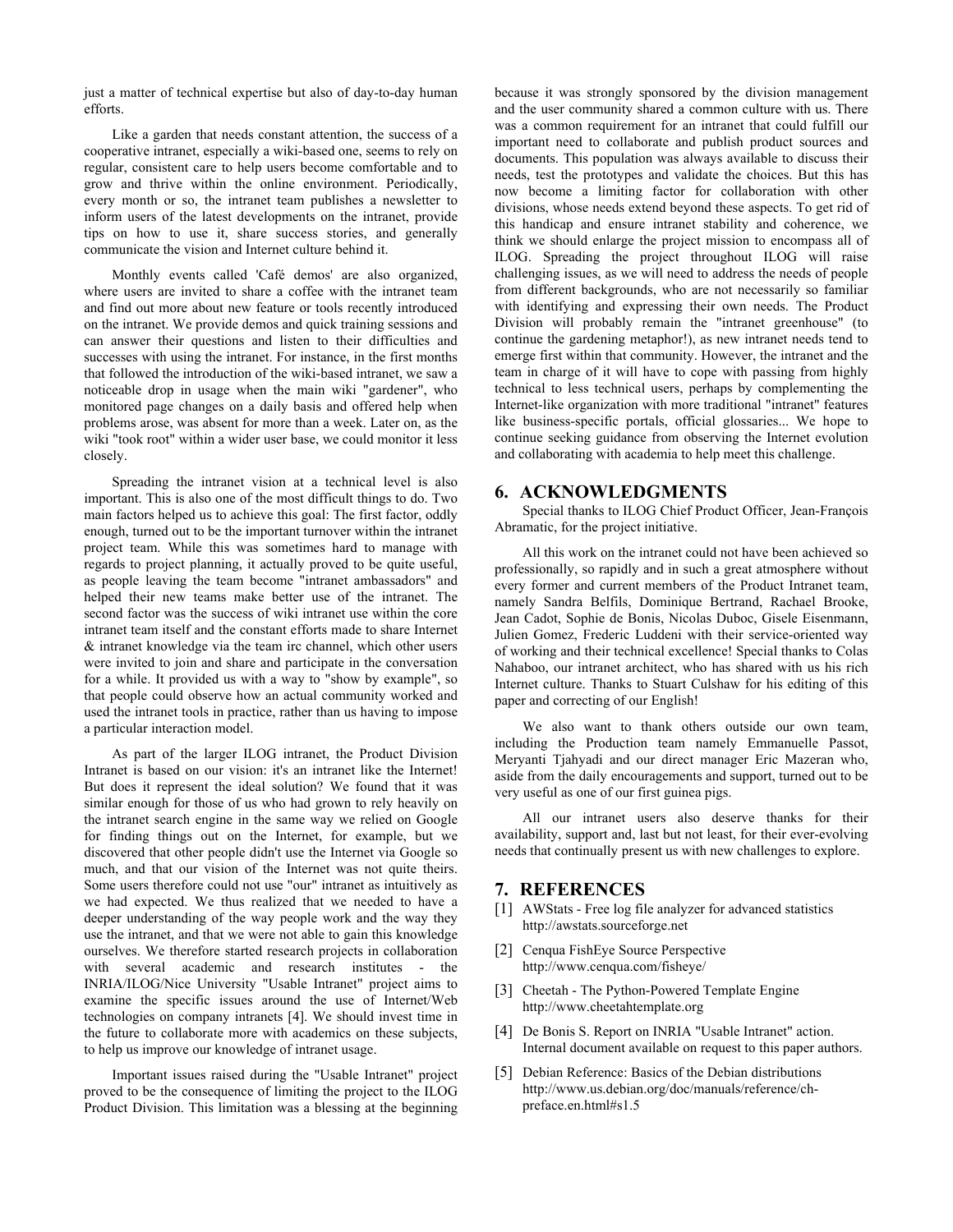just a matter of technical expertise but also of day-to-day human efforts.

Like a garden that needs constant attention, the success of a cooperative intranet, especially a wiki-based one, seems to rely on regular, consistent care to help users become comfortable and to grow and thrive within the online environment. Periodically, every month or so, the intranet team publishes a newsletter to inform users of the latest developments on the intranet, provide tips on how to use it, share success stories, and generally communicate the vision and Internet culture behind it.

Monthly events called 'Café demos' are also organized, where users are invited to share a coffee with the intranet team and find out more about new feature or tools recently introduced on the intranet. We provide demos and quick training sessions and can answer their questions and listen to their difficulties and successes with using the intranet. For instance, in the first months that followed the introduction of the wiki-based intranet, we saw a noticeable drop in usage when the main wiki "gardener", who monitored page changes on a daily basis and offered help when problems arose, was absent for more than a week. Later on, as the wiki "took root" within a wider user base, we could monitor it less closely.

Spreading the intranet vision at a technical level is also important. This is also one of the most difficult things to do. Two main factors helped us to achieve this goal: The first factor, oddly enough, turned out to be the important turnover within the intranet project team. While this was sometimes hard to manage with regards to project planning, it actually proved to be quite useful, as people leaving the team become "intranet ambassadors" and helped their new teams make better use of the intranet. The second factor was the success of wiki intranet use within the core intranet team itself and the constant efforts made to share Internet & intranet knowledge via the team irc channel, which other users were invited to join and share and participate in the conversation for a while. It provided us with a way to "show by example", so that people could observe how an actual community worked and used the intranet tools in practice, rather than us having to impose a particular interaction model.

As part of the larger ILOG intranet, the Product Division Intranet is based on our vision: it's an intranet like the Internet! But does it represent the ideal solution? We found that it was similar enough for those of us who had grown to rely heavily on the intranet search engine in the same way we relied on Google for finding things out on the Internet, for example, but we discovered that other people didn't use the Internet via Google so much, and that our vision of the Internet was not quite theirs. Some users therefore could not use "our" intranet as intuitively as we had expected. We thus realized that we needed to have a deeper understanding of the way people work and the way they use the intranet, and that we were not able to gain this knowledge ourselves. We therefore started research projects in collaboration with several academic and research institutes - the INRIA/ILOG/Nice University "Usable Intranet" project aims to examine the specific issues around the use of Internet/Web technologies on company intranets [4]. We should invest time in the future to collaborate more with academics on these subjects, to help us improve our knowledge of intranet usage.

Important issues raised during the "Usable Intranet" project proved to be the consequence of limiting the project to the ILOG Product Division. This limitation was a blessing at the beginning because it was strongly sponsored by the division management and the user community shared a common culture with us. There was a common requirement for an intranet that could fulfill our important need to collaborate and publish product sources and documents. This population was always available to discuss their needs, test the prototypes and validate the choices. But this has now become a limiting factor for collaboration with other divisions, whose needs extend beyond these aspects. To get rid of this handicap and ensure intranet stability and coherence, we think we should enlarge the project mission to encompass all of ILOG. Spreading the project throughout ILOG will raise challenging issues, as we will need to address the needs of people from different backgrounds, who are not necessarily so familiar with identifying and expressing their own needs. The Product Division will probably remain the "intranet greenhouse" (to continue the gardening metaphor!), as new intranet needs tend to emerge first within that community. However, the intranet and the team in charge of it will have to cope with passing from highly technical to less technical users, perhaps by complementing the Internet-like organization with more traditional "intranet" features like business-specific portals, official glossaries... We hope to continue seeking guidance from observing the Internet evolution and collaborating with academia to help meet this challenge.

## 6. ACKNOWLEDGMENTS

Special thanks to ILOG Chief Product Officer, Jean-François Abramatic, for the project initiative.

All this work on the intranet could not have been achieved so professionally, so rapidly and in such a great atmosphere without every former and current members of the Product Intranet team, namely Sandra Belfils, Dominique Bertrand, Rachael Brooke, Jean Cadot, Sophie de Bonis, Nicolas Duboc, Gisele Eisenmann, Julien Gomez, Frederic Luddeni with their service-oriented way of working and their technical excellence! Special thanks to Colas Nahaboo, our intranet architect, who has shared with us his rich Internet culture. Thanks to Stuart Culshaw for his editing of this paper and correcting of our English!

We also want to thank others outside our own team, including the Production team namely Emmanuelle Passot, Meryanti Tjahyadi and our direct manager Eric Mazeran who, aside from the daily encouragements and support, turned out to be very useful as one of our first guinea pigs.

All our intranet users also deserve thanks for their availability, support and, last but not least, for their ever-evolving needs that continually present us with new challenges to explore.

## 7. REFERENCES

[1] AWStats - Free log file analyzer for advanced statistics http://awstats.sourceforge.net

[2] Cenqua FishEye Source Perspective http://www.cenqua.com/fisheye/

[3] Cheetah - The Python-Powered Template Engine http://www.cheetahtemplate.org

[4] De Bonis S. Report on INRIA "Usable Intranet" action. Internal document available on request to this paper authors.

[5] Debian Reference: Basics of the Debian distributions http://www.us.debian.org/doc/manuals/reference/ch-preface.en.html#s1.5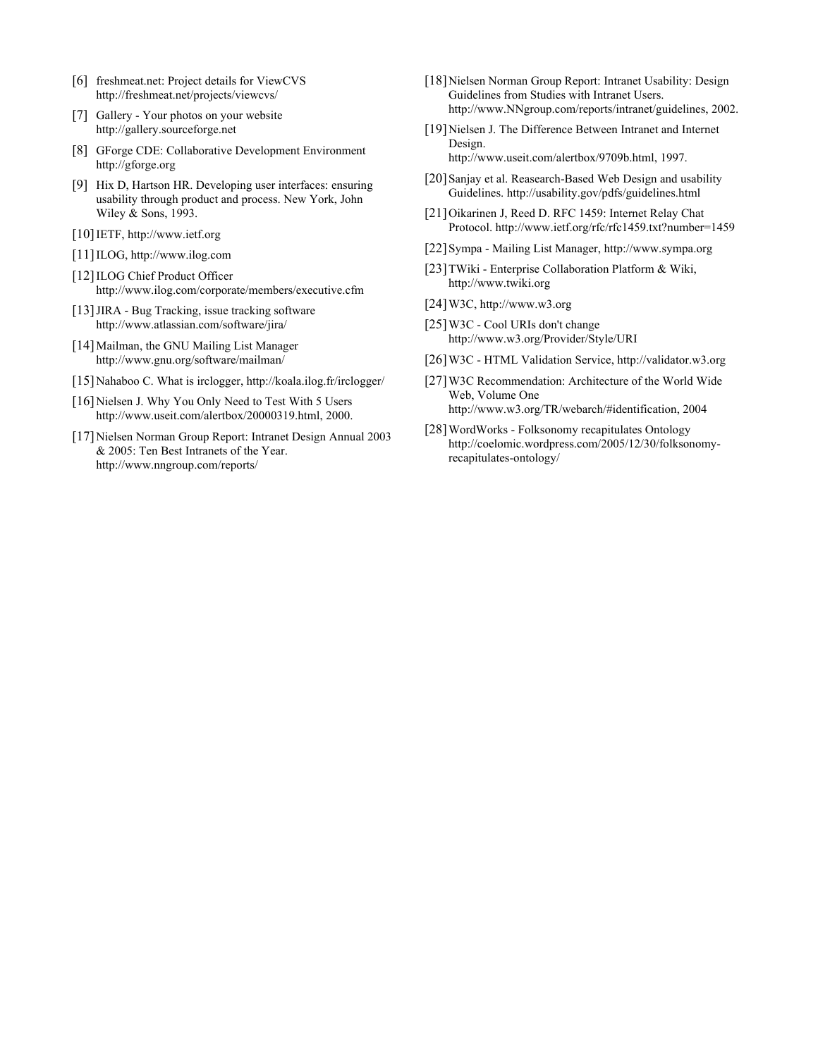[6] freshmeat.net: Project details for ViewCVS http://freshmeat.net/projects/viewcvs/

[7] Gallery - Your photos on your website http://gallery.sourceforge.net

[8] GForge CDE: Collaborative Development Environment http://gforge.org

[9] Hix D, Hartson HR. Developing user interfaces: ensuring usability through product and process. New York, John Wiley & Sons, 1993.

[10] IETF, http://www.ietf.org

[11] ILOG, http://www.ilog.com

[12] ILOG Chief Product Officer http://www.ilog.com/corporate/members/executive.cfm

[13] JIRA - Bug Tracking, issue tracking software http://www.atlassian.com/software/jira/

[14] Mailman, the GNU Mailing List Manager http://www.gnu.org/software/mailman/

[15] Nahaboo C. What is irclogger, http://koala.ilog.fr/irclogger/

[16] Nielsen J. Why You Only Need to Test With 5 Users http://www.useit.com/alertbox/20000319.html, 2000.

[17] Nielsen Norman Group Report: Intranet Design Annual 2003 & 2005: Ten Best Intranets of the Year. http://www.nngroup.com/reports/

[18] Nielsen Norman Group Report: Intranet Usability: Design Guidelines from Studies with Intranet Users. http://www.NNgroup.com/reports/intranet/guidelines, 2002.

[19] Nielsen J. The Difference Between Intranet and Internet Design. http://www.useit.com/alertbox/9709b.html, 1997.

[20] Sanjay et al. Reasearch-Based Web Design and usability Guidelines. http://usability.gov/pdfs/guidelines.html

[21] Oikarinen J, Reed D. RFC 1459: Internet Relay Chat Protocol. http://www.ietf.org/rfc/rfc1459.txt?number=1459

[22] Sympa - Mailing List Manager, http://www.sympa.org

[23] TWiki - Enterprise Collaboration Platform & Wiki, http://www.twiki.org

[24] W3C, http://www.w3.org

[25] W3C - Cool URIs don't change http://www.w3.org/Provider/Style/URI

[26] W3C - HTML Validation Service, http://validator.w3.org

[27] W3C Recommendation: Architecture of the World Wide Web, Volume One http://www.w3.org/TR/webarch/#identification, 2004

[28] WordWorks - Folksonomy recapitulates Ontology http://coelomic.wordpress.com/2005/12/30/folksonomy-recapitulates-ontology/